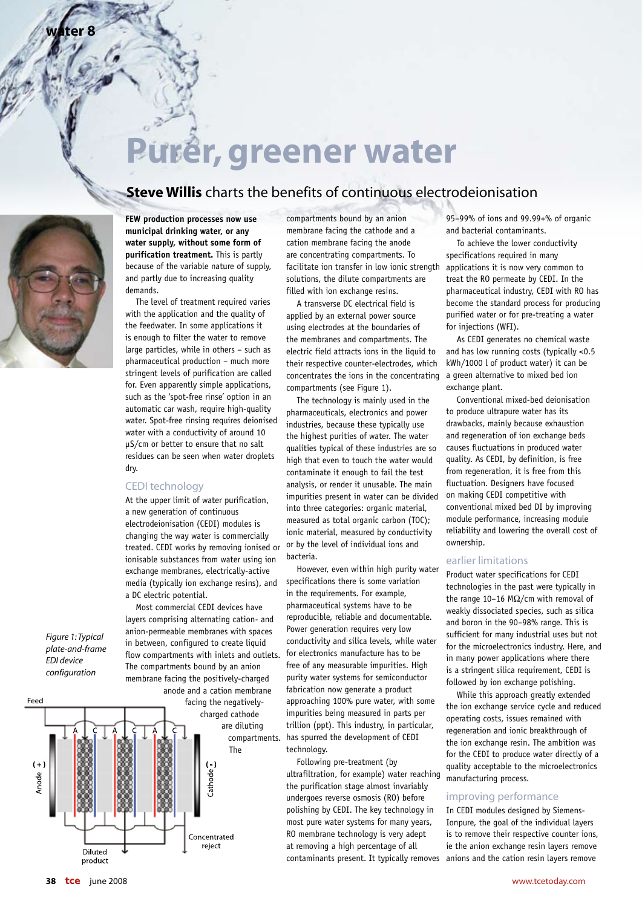# Purer, greener water

## **Steve Willis** charts the benefits of continuous electrodeionisation

**FEW production processes now use municipal drinking water, or any water supply, without some form of purification treatment.** This is partly because of the variable nature of supply, and partly due to increasing quality demands.

The level of treatment required varies with the application and the quality of the feedwater. In some applications it is enough to filter the water to remove large particles, while in others – such as pharmaceutical production – much more stringent levels of purification are called for. Even apparently simple applications, such as the 'spot-free rinse' option in an automatic car wash, require high-quality water. Spot-free rinsing requires deionised water with a conductivity of around 10 μS/cm or better to ensure that no salt residues can be seen when water droplets dry.

### CEDI technology

At the upper limit of water purification, a new generation of continuous electrodeionisation (CEDI) modules is changing the way water is commercially treated. CEDI works by removing ionised or ionisable substances from water using ion exchange membranes, electrically-active media (typically ion exchange resins), and a DC electric potential.

Most commercial CEDI devices have layers comprising alternating cation- and anion-permeable membranes with spaces in between, configured to create liquid flow compartments with inlets and outlets. The compartments bound by an anion membrane facing the positively-charged anode and a cation membrane facing the negatively-charged cathode are diluting compartments. The compartments bound by an anion membrane facing the cathode and a cation membrane facing the anode are concentrating compartments. To facilitate ion transfer in low ionic strength solutions, the dilute compartments are filled with ion exchange resins.

*Figure 1: Typical plate-and-frame EDI device configuration*

A transverse DC electrical field is applied by an external power source using electrodes at the boundaries of the membranes and compartments. The electric field attracts ions in the liquid to their respective counter-electrodes, which concentrates the ions in the concentrating compartments (see Figure 1).

The technology is mainly used in the pharmaceuticals, electronics and power industries, because these typically use the highest purities of water. The water qualities typical of these industries are so high that even to touch the water would contaminate it enough to fail the test analysis, or render it unusable. The main impurities present in water can be divided into three categories: organic material, measured as total organic carbon (TOC); ionic material, measured by conductivity or by the level of individual ions and bacteria.

However, even within high purity water specifications there is some variation in the requirements. For example, pharmaceutical systems have to be reproducible, reliable and documentable. Power generation requires very low conductivity and silica levels, while water for electronics manufacture has to be free of any measurable impurities. High purity water systems for semiconductor fabrication now generate a product approaching 100% pure water, with some impurities being measured in parts per trillion (ppt). This industry, in particular, has spurred the development of CEDI technology.

Following pre-treatment (by ultrafiltration, for example) water reaching the purification stage almost invariably undergoes reverse osmosis (RO) before polishing by CEDI. The key technology in most pure water systems for many years, RO membrane technology is very adept at removing a high percentage of all contaminants present. It typically removes 95–99% of ions and 99.99+% of organic and bacterial contaminants.

To achieve the lower conductivity specifications required in many applications it is now very common to treat the RO permeate by CEDI. In the pharmaceutical industry, CEDI with RO has become the standard process for producing purified water or for pre-treating a water for injections (WFI).

As CEDI generates no chemical waste and has low running costs (typically <0.5 kWh/1000 l of product water) it can be a green alternative to mixed bed ion exchange plant.

Conventional mixed-bed deionisation to produce ultrapure water has its drawbacks, mainly because exhaustion and regeneration of ion exchange beds causes fluctuations in produced water quality. As CEDI, by definition, is free from regeneration, it is free from this fluctuation. Designers have focused on making CEDI competitive with conventional mixed bed DI by improving module performance, increasing module reliability and lowering the overall cost of ownership.

### earlier limitations

Product water specifications for CEDI technologies in the past were typically in the range 10–16 MΩ/cm with removal of weakly dissociated species, such as silica and boron in the 90–98% range. This is sufficient for many industrial uses but not for the microelectronics industry. Here, and in many power applications where there is a stringent silica requirement, CEDI is followed by ion exchange polishing.

While this approach greatly extended the ion exchange service cycle and reduced operating costs, issues remained with regeneration and ionic breakthrough of the ion exchange resin. The ambition was for the CEDI to produce water directly of a quality acceptable to the microelectronics manufacturing process.

### improving performance

In CEDI modules designed by Siemens-Ionpure, the goal of the individual layers is to remove their respective counter ions, ie the anion exchange resin layers remove anions and the cation resin layers remove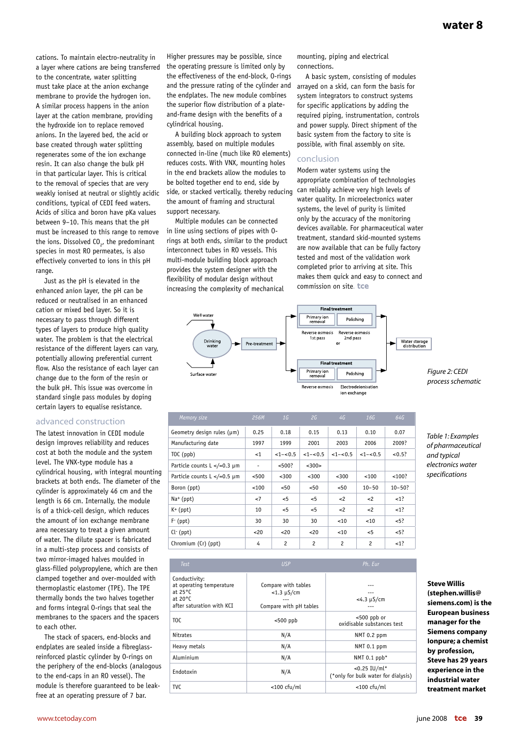cations. To maintain electro-neutrality in a layer where cations are being transferred to the concentrate, water splitting must take place at the anion exchange membrane to provide the hydrogen ion. A similar process happens in the anion layer at the cation membrane, providing the hydroxide ion to replace removed anions. In the layered bed, the acid or base created through water splitting regenerates some of the ion exchange resin. It can also change the bulk pH in that particular layer. This is critical to the removal of species that are very weakly ionised at neutral or slightly acidic conditions, typical of CEDI feed waters. Acids of silica and boron have pKa values between 9–10. This means that the pH must be increased to this range to remove the ions. Dissolved $CO_2$, the predominant species in most RO permeates, is also effectively converted to ions in this pH range.

Just as the pH is elevated in the enhanced anion layer, the pH can be reduced or neutralised in an enhanced cation or mixed bed layer. So it is necessary to pass through different types of layers to produce high quality water. The problem is that the electrical resistance of the different layers can vary, potentially allowing preferential current flow. Also the resistance of each layer can change due to the form of the resin or the bulk pH. This issue was overcome in the standard single pass modules by doping certain layers to equalise resistance.

## advanced construction

The latest innovation in CEDI module design improves reliability and reduces cost at both the module and the system level. The VNX-type module has a cylindrical housing, with integral mounting brackets at both ends. The diameter of the cylinder is approximately 46 cm and the length is 66 cm. Internally, the module is of a thick-cell design, which reduces the amount of ion exchange membrane area necessary to treat a given amount of water. The dilute spacer is fabricated in a multi-step process and consists of two mirror-imaged halves moulded in glass-filled polypropylene, which are then clamped together and over-moulded with thermoplastic elastomer (TPE). The TPE thermally bonds the two halves together and forms integral O-rings that seal the membranes to the spacers and the spacers to each other.

The stack of spacers, end-blocks and endplates are sealed inside a fibreglass-reinforced plastic cylinder by O-rings on the periphery of the end-blocks (analogous to the end-caps in an RO vessel). The module is therefore guaranteed to be leak-free at an operating pressure of 7 bar. Higher pressures may be possible, since the operating pressure is limited only by the effectiveness of the end-block, O-rings and the pressure rating of the cylinder and the endplates. The new module combines the superior flow distribution of a plate-and-frame design with the benefits of a cylindrical housing.

A building block approach to system assembly, based on multiple modules connected in-line (much like RO elements) reduces costs. With VNX, mounting holes in the end brackets allow the modules to be bolted together end to end, side by side, or stacked vertically, thereby reducing the amount of framing and structural support necessary.

Multiple modules can be connected in line using sections of pipes with O-rings at both ends, similar to the product interconnect tubes in RO vessels. This multi-module building block approach provides the system designer with the flexibility of modular design without increasing the complexity of mechanical mounting, piping and electrical connections.

A basic system, consisting of modules arrayed on a skid, can form the basis for system integrators to construct systems for specific applications by adding the required piping, instrumentation, controls and power supply. Direct shipment of the basic system from the factory to site is possible, with final assembly on site.

## conclusion

Modern water systems using the appropriate combination of technologies can reliably achieve very high levels of water quality. In microelectronics water systems, the level of purity is limited only by the accuracy of the monitoring devices available. For pharmaceutical water treatment, standard skid-mounted systems are now available that can be fully factory tested and most of the validation work completed prior to arriving at site. This makes them quick and easy to connect and commission on site. tce

Well water
Drinking water
Surface water
Pre-treatment
Final treatment
Primary ion removal
Polishing
Reverse osmosis 1st pass
Reverse osmosis 2nd pass
or
Final treatment
Primary ion removal
Polishing
Reverse osmosis
Electrodeionisation ion exchange
Water storage distribution

*Figure 2: CEDI process schematic*

*Table 1: Examples of pharmaceutical and typical electronics water specifications*

| Memory size | 256M | 1G | 2G | 4G | 16G | 64G |
|---|---|---|---|---|---|---|
| Geometry design rules (µm) | 0.25 | 0.18 | 0.15 | 0.13 | 0.10 | 0.07 |
| Manufacturing date | 1997 | 1999 | 2001 | 2003 | 2006 | 2009? |
| TOC (ppb) | <1 | <1–<0.5 | <1–<0.5 | <1–<0.5 | <1–<0.5 | <0.5? |
| Particle counts L </=0.3 µm | - | <500? | <300> | | | |
| Particle counts L </=0.5 µm | <500 | <300 | <300 | <300 | <100 | <100? |
| Boron (ppt) | <100 | <50 | <50 | <50 | 10–50 | 10–50? |
| $Na^+$ (ppt) | <7 | <5 | <5 | <2 | <2 | <1? |
| $K^+$ (ppt) | 10 | <5 | <5 | <2 | <2 | <1? |
| $F^-$ (ppt) | 30 | 30 | 30 | <10 | <10 | <5? |
| $Cl^-$ (ppt) | <20 | <20 | <20 | <10 | <5 | <5? |
| Chromium (Cr) (ppt) | 4 | 2 | 2 | 2 | 2 | <1? |

| Test | USP | Ph. Eur |
|---|---|---|
| Conductivity:<br>at operating temperature<br>at 25°C<br>at 20°C<br>after saturation with KCl | Compare with tables<br><1.3 µS/cm<br>---<br>Compare with pH tables | ---<br>---<br><4.3 µS/cm<br>--- |
| TOC | <500 ppb | <500 ppb or oxidisable substances test |
| Nitrates | N/A | NMT 0.2 ppm |
| Heavy metals | N/A | NMT 0.1 ppm |
| Aluminium | N/A | NMT 0.1 ppb* |
| Endotoxin | N/A | <0.25 IU/ml*<br>(*only for bulk water for dialysis) |
| TVC | <100 cfu/ml | <100 cfu/ml |

**Steve Willis (stephen.willis@siemens.com) is the European business manager for the Siemens company Ionpure; a chemist by profession, Steve has 29 years experience in the industrial water treatment market**